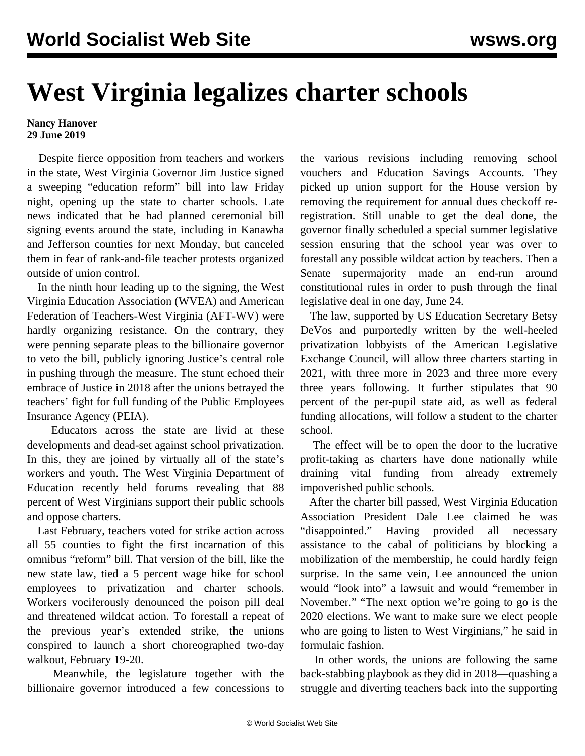# West Virginia legalizes charter schools

**Nancy Hanover**
**29 June 2019**

Despite fierce opposition from teachers and workers in the state, West Virginia Governor Jim Justice signed a sweeping "education reform" bill into law Friday night, opening up the state to charter schools. Late news indicated that he had planned ceremonial bill signing events around the state, including in Kanawha and Jefferson counties for next Monday, but canceled them in fear of rank-and-file teacher protests organized outside of union control.

In the ninth hour leading up to the signing, the West Virginia Education Association (WVEA) and American Federation of Teachers-West Virginia (AFT-WV) were hardly organizing resistance. On the contrary, they were penning separate pleas to the billionaire governor to veto the bill, publicly ignoring Justice's central role in pushing through the measure. The stunt echoed their embrace of Justice in 2018 after the unions betrayed the teachers' fight for full funding of the Public Employees Insurance Agency (PEIA).

Educators across the state are livid at these developments and dead-set against school privatization. In this, they are joined by virtually all of the state's workers and youth. The West Virginia Department of Education recently held forums revealing that 88 percent of West Virginians support their public schools and oppose charters.

Last February, teachers voted for strike action across all 55 counties to fight the first incarnation of this omnibus "reform" bill. That version of the bill, like the new state law, tied a 5 percent wage hike for school employees to privatization and charter schools. Workers vociferously denounced the poison pill deal and threatened wildcat action. To forestall a repeat of the previous year's extended strike, the unions conspired to launch a short choreographed two-day walkout, February 19-20.

Meanwhile, the legislature together with the billionaire governor introduced a few concessions to the various revisions including removing school vouchers and Education Savings Accounts. They picked up union support for the House version by removing the requirement for annual dues checkoff re-registration. Still unable to get the deal done, the governor finally scheduled a special summer legislative session ensuring that the school year was over to forestall any possible wildcat action by teachers. Then a Senate supermajority made an end-run around constitutional rules in order to push through the final legislative deal in one day, June 24.

The law, supported by US Education Secretary Betsy DeVos and purportedly written by the well-heeled privatization lobbyists of the American Legislative Exchange Council, will allow three charters starting in 2021, with three more in 2023 and three more every three years following. It further stipulates that 90 percent of the per-pupil state aid, as well as federal funding allocations, will follow a student to the charter school.

The effect will be to open the door to the lucrative profit-taking as charters have done nationally while draining vital funding from already extremely impoverished public schools.

After the charter bill passed, West Virginia Education Association President Dale Lee claimed he was "disappointed." Having provided all necessary assistance to the cabal of politicians by blocking a mobilization of the membership, he could hardly feign surprise. In the same vein, Lee announced the union would "look into" a lawsuit and would "remember in November." "The next option we're going to go is the 2020 elections. We want to make sure we elect people who are going to listen to West Virginians," he said in formulaic fashion.

In other words, the unions are following the same back-stabbing playbook as they did in 2018—quashing a struggle and diverting teachers back into the supporting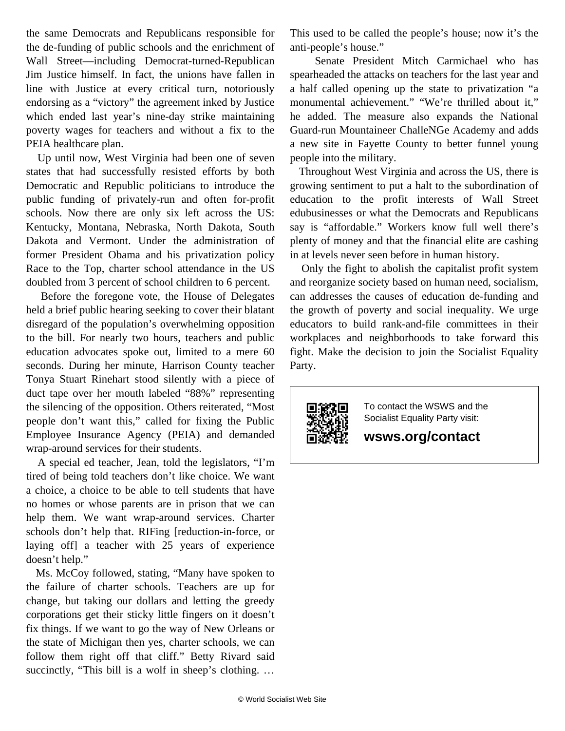the same Democrats and Republicans responsible for the de-funding of public schools and the enrichment of Wall Street—including Democrat-turned-Republican Jim Justice himself. In fact, the unions have fallen in line with Justice at every critical turn, notoriously endorsing as a "victory" the agreement inked by Justice which ended last year's nine-day strike maintaining poverty wages for teachers and without a fix to the PEIA healthcare plan.

Up until now, West Virginia had been one of seven states that had successfully resisted efforts by both Democratic and Republic politicians to introduce the public funding of privately-run and often for-profit schools. Now there are only six left across the US: Kentucky, Montana, Nebraska, North Dakota, South Dakota and Vermont. Under the administration of former President Obama and his privatization policy Race to the Top, charter school attendance in the US doubled from 3 percent of school children to 6 percent.

Before the foregone vote, the House of Delegates held a brief public hearing seeking to cover their blatant disregard of the population's overwhelming opposition to the bill. For nearly two hours, teachers and public education advocates spoke out, limited to a mere 60 seconds. During her minute, Harrison County teacher Tonya Stuart Rinehart stood silently with a piece of duct tape over her mouth labeled "88%" representing the silencing of the opposition. Others reiterated, "Most people don't want this," called for fixing the Public Employee Insurance Agency (PEIA) and demanded wrap-around services for their students.

A special ed teacher, Jean, told the legislators, "I'm tired of being told teachers don't like choice. We want a choice, a choice to be able to tell students that have no homes or whose parents are in prison that we can help them. We want wrap-around services. Charter schools don't help that. RIFing [reduction-in-force, or laying off] a teacher with 25 years of experience doesn't help."

Ms. McCoy followed, stating, "Many have spoken to the failure of charter schools. Teachers are up for change, but taking our dollars and letting the greedy corporations get their sticky little fingers on it doesn't fix things. If we want to go the way of New Orleans or the state of Michigan then yes, charter schools, we can follow them right off that cliff." Betty Rivard said succinctly, "This bill is a wolf in sheep's clothing. … This used to be called the people's house; now it's the anti-people's house."

Senate President Mitch Carmichael who has spearheaded the attacks on teachers for the last year and a half called opening up the state to privatization "a monumental achievement." "We're thrilled about it," he added. The measure also expands the National Guard-run Mountaineer ChalleNGe Academy and adds a new site in Fayette County to better funnel young people into the military.

Throughout West Virginia and across the US, there is growing sentiment to put a halt to the subordination of education to the profit interests of Wall Street edubusinesses or what the Democrats and Republicans say is "affordable." Workers know full well there's plenty of money and that the financial elite are cashing in at levels never seen before in human history.

Only the fight to abolish the capitalist profit system and reorganize society based on human need, socialism, can addresses the causes of education de-funding and the growth of poverty and social inequality. We urge educators to build rank-and-file committees in their workplaces and neighborhoods to take forward this fight. Make the decision to join the Socialist Equality Party.

To contact the WSWS and the Socialist Equality Party visit:

**wsws.org/contact**